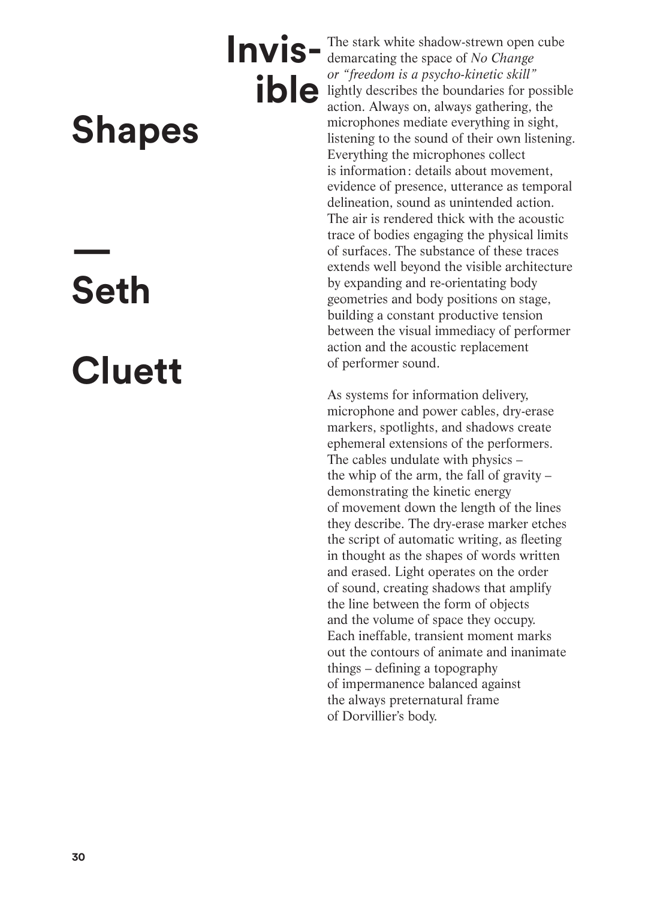# Invisible Shapes

## — Seth Cluett

The stark white shadow-strewn open cube demarcating the space of *No Change or "freedom is a psycho-kinetic skill"* lightly describes the boundaries for possible action. Always on, always gathering, the microphones mediate everything in sight, listening to the sound of their own listening. Everything the microphones collect is information: details about movement, evidence of presence, utterance as temporal delineation, sound as unintended action. The air is rendered thick with the acoustic trace of bodies engaging the physical limits of surfaces. The substance of these traces extends well beyond the visible architecture by expanding and re-orientating body geometries and body positions on stage, building a constant productive tension between the visual immediacy of performer action and the acoustic replacement of performer sound.

As systems for information delivery, microphone and power cables, dry-erase markers, spotlights, and shadows create ephemeral extensions of the performers. The cables undulate with physics – the whip of the arm, the fall of gravity – demonstrating the kinetic energy of movement down the length of the lines they describe. The dry-erase marker etches the script of automatic writing, as fleeting in thought as the shapes of words written and erased. Light operates on the order of sound, creating shadows that amplify the line between the form of objects and the volume of space they occupy. Each ineffable, transient moment marks out the contours of animate and inanimate things – defining a topography of impermanence balanced against the always preternatural frame of Dorvillier's body.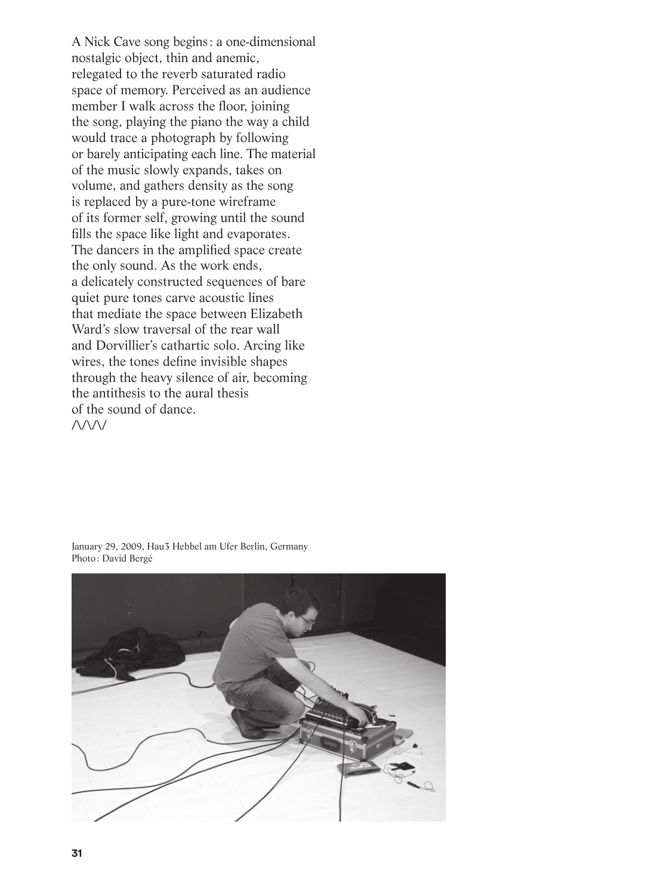A Nick Cave song begins: a one-dimensional nostalgic object, thin and anemic, relegated to the reverb saturated radio space of memory. Perceived as an audience member I walk across the floor, joining the song, playing the piano the way a child would trace a photograph by following or barely anticipating each line. The material of the music slowly expands, takes on volume, and gathers density as the song is replaced by a pure-tone wireframe of its former self, growing until the sound fills the space like light and evaporates. The dancers in the amplified space create the only sound. As the work ends, a delicately constructed sequences of bare quiet pure tones carve acoustic lines that mediate the space between Elizabeth Ward's slow traversal of the rear wall and Dorvillier's cathartic solo. Arcing like wires, the tones define invisible shapes through the heavy silence of air, becoming the antithesis to the aural thesis of the sound of dance.
/\/\/\/

January 29, 2009, Hau3 Hebbel am Ufer Berlin, Germany
Photo: David Bergé